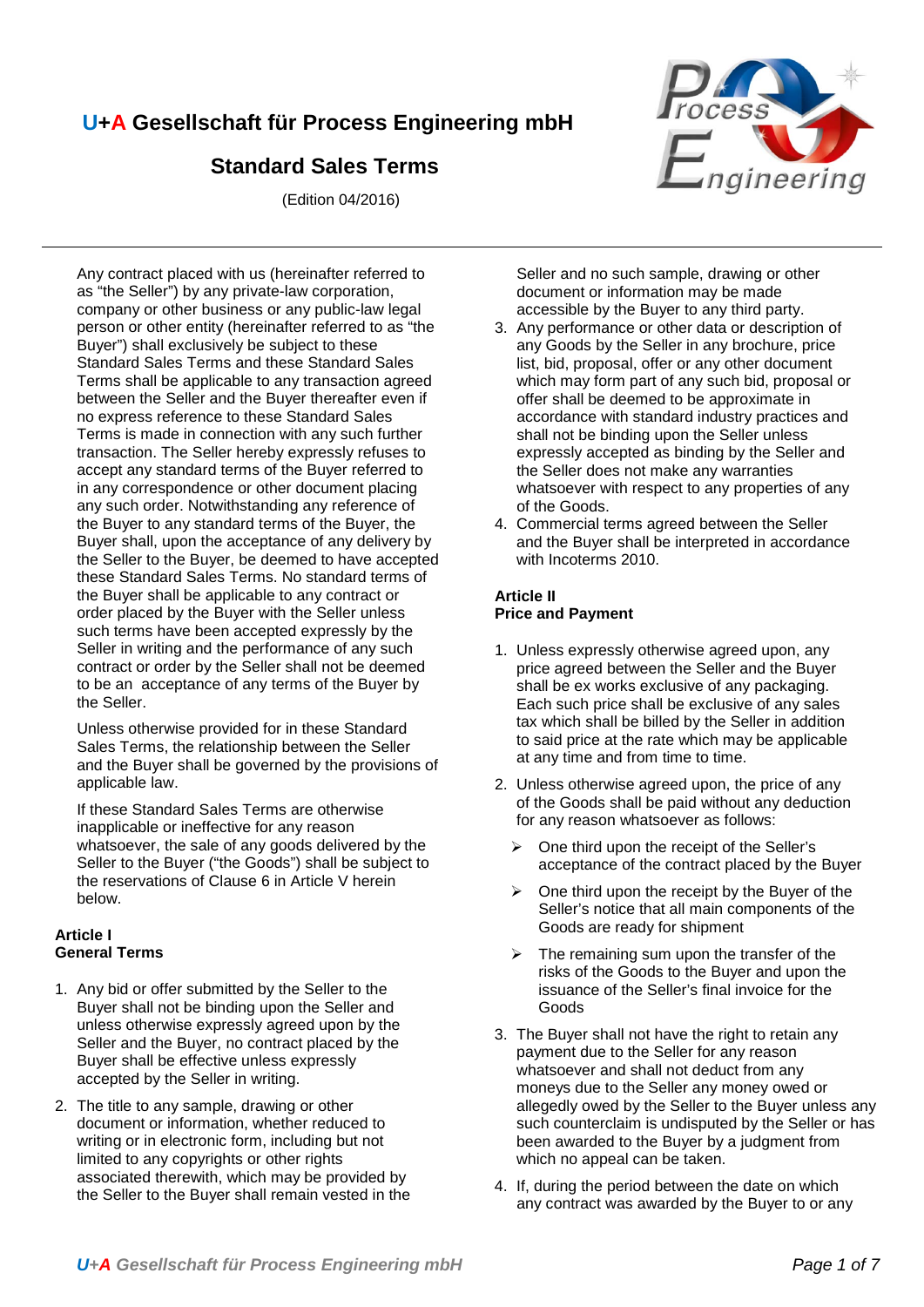# U+A Gesellschaft für Process Engineering mbH

## Standard Sales Terms

(Edition 04/2016)

Any contract placed with us (hereinafter referred to as "the Seller") by any private-law corporation, company or other business or any public-law legal person or other entity (hereinafter referred to as "the Buyer") shall exclusively be subject to these Standard Sales Terms and these Standard Sales Terms shall be applicable to any transaction agreed between the Seller and the Buyer thereafter even if no express reference to these Standard Sales Terms is made in connection with any such further transaction. The Seller hereby expressly refuses to accept any standard terms of the Buyer referred to in any correspondence or other document placing any such order. Notwithstanding any reference of the Buyer to any standard terms of the Buyer, the Buyer shall, upon the acceptance of any delivery by the Seller to the Buyer, be deemed to have accepted these Standard Sales Terms. No standard terms of the Buyer shall be applicable to any contract or order placed by the Buyer with the Seller unless such terms have been accepted expressly by the Seller in writing and the performance of any such contract or order by the Seller shall not be deemed to be an acceptance of any terms of the Buyer by the Seller.

Unless otherwise provided for in these Standard Sales Terms, the relationship between the Seller and the Buyer shall be governed by the provisions of applicable law.

If these Standard Sales Terms are otherwise inapplicable or ineffective for any reason whatsoever, the sale of any goods delivered by the Seller to the Buyer ("the Goods") shall be subject to the reservations of Clause 6 in Article V herein below.

**Article I**
**General Terms**

1. Any bid or offer submitted by the Seller to the Buyer shall not be binding upon the Seller and unless otherwise expressly agreed upon by the Seller and the Buyer, no contract placed by the Buyer shall be effective unless expressly accepted by the Seller in writing.

2. The title to any sample, drawing or other document or information, whether reduced to writing or in electronic form, including but not limited to any copyrights or other rights associated therewith, which may be provided by the Seller to the Buyer shall remain vested in the Seller and no such sample, drawing or other document or information may be made accessible by the Buyer to any third party.

3. Any performance or other data or description of any Goods by the Seller in any brochure, price list, bid, proposal, offer or any other document which may form part of any such bid, proposal or offer shall be deemed to be approximate in accordance with standard industry practices and shall not be binding upon the Seller unless expressly accepted as binding by the Seller and the Seller does not make any warranties whatsoever with respect to any properties of any of the Goods.

4. Commercial terms agreed between the Seller and the Buyer shall be interpreted in accordance with Incoterms 2010.

**Article II**
**Price and Payment**

1. Unless expressly otherwise agreed upon, any price agreed between the Seller and the Buyer shall be ex works exclusive of any packaging. Each such price shall be exclusive of any sales tax which shall be billed by the Seller in addition to said price at the rate which may be applicable at any time and from time to time.

2. Unless otherwise agreed upon, the price of any of the Goods shall be paid without any deduction for any reason whatsoever as follows:

   - One third upon the receipt of the Seller's acceptance of the contract placed by the Buyer
   - One third upon the receipt by the Buyer of the Seller's notice that all main components of the Goods are ready for shipment
   - The remaining sum upon the transfer of the risks of the Goods to the Buyer and upon the issuance of the Seller's final invoice for the Goods

3. The Buyer shall not have the right to retain any payment due to the Seller for any reason whatsoever and shall not deduct from any moneys due to the Seller any money owed or allegedly owed by the Seller to the Buyer unless any such counterclaim is undisputed by the Seller or has been awarded to the Buyer by a judgment from which no appeal can be taken.

4. If, during the period between the date on which any contract was awarded by the Buyer to or any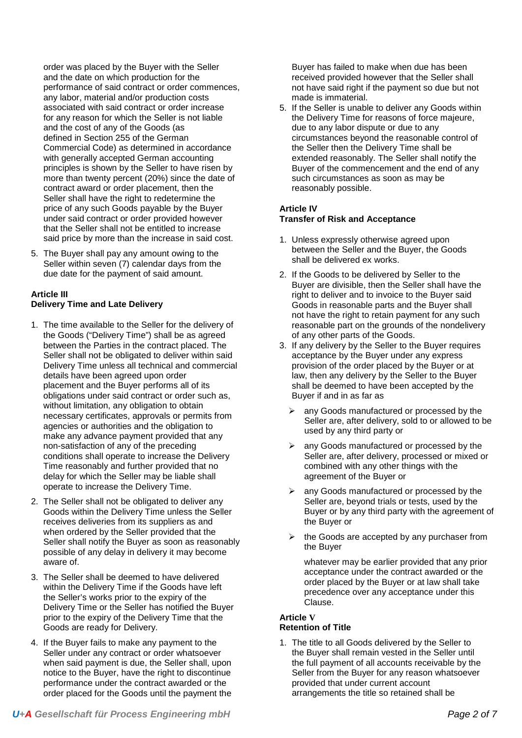order was placed by the Buyer with the Seller and the date on which production for the performance of said contract or order commences, any labor, material and/or production costs associated with said contract or order increase for any reason for which the Seller is not liable and the cost of any of the Goods (as defined in Section 255 of the German Commercial Code) as determined in accordance with generally accepted German accounting principles is shown by the Seller to have risen by more than twenty percent (20%) since the date of contract award or order placement, then the Seller shall have the right to redetermine the price of any such Goods payable by the Buyer under said contract or order provided however that the Seller shall not be entitled to increase said price by more than the increase in said cost.

5. The Buyer shall pay any amount owing to the Seller within seven (7) calendar days from the due date for the payment of said amount.

**Article III**
**Delivery Time and Late Delivery**

1. The time available to the Seller for the delivery of the Goods ("Delivery Time") shall be as agreed between the Parties in the contract placed. The Seller shall not be obligated to deliver within said Delivery Time unless all technical and commercial details have been agreed upon order placement and the Buyer performs all of its obligations under said contract or order such as, without limitation, any obligation to obtain necessary certificates, approvals or permits from agencies or authorities and the obligation to make any advance payment provided that any non-satisfaction of any of the preceding conditions shall operate to increase the Delivery Time reasonably and further provided that no delay for which the Seller may be liable shall operate to increase the Delivery Time.
2. The Seller shall not be obligated to deliver any Goods within the Delivery Time unless the Seller receives deliveries from its suppliers as and when ordered by the Seller provided that the Seller shall notify the Buyer as soon as reasonably possible of any delay in delivery it may become aware of.
3. The Seller shall be deemed to have delivered within the Delivery Time if the Goods have left the Seller's works prior to the expiry of the Delivery Time or the Seller has notified the Buyer prior to the expiry of the Delivery Time that the Goods are ready for Delivery.
4. If the Buyer fails to make any payment to the Seller under any contract or order whatsoever when said payment is due, the Seller shall, upon notice to the Buyer, have the right to discontinue performance under the contract awarded or the order placed for the Goods until the payment the Buyer has failed to make when due has been received provided however that the Seller shall not have said right if the payment so due but not made is immaterial.
5. If the Seller is unable to deliver any Goods within the Delivery Time for reasons of force majeure, due to any labor dispute or due to any circumstances beyond the reasonable control of the Seller then the Delivery Time shall be extended reasonably. The Seller shall notify the Buyer of the commencement and the end of any such circumstances as soon as may be reasonably possible.

**Article IV**
**Transfer of Risk and Acceptance**

1. Unless expressly otherwise agreed upon between the Seller and the Buyer, the Goods shall be delivered ex works.
2. If the Goods to be delivered by Seller to the Buyer are divisible, then the Seller shall have the right to deliver and to invoice to the Buyer said Goods in reasonable parts and the Buyer shall not have the right to retain payment for any such reasonable part on the grounds of the nondelivery of any other parts of the Goods.
3. If any delivery by the Seller to the Buyer requires acceptance by the Buyer under any express provision of the order placed by the Buyer or at law, then any delivery by the Seller to the Buyer shall be deemed to have been accepted by the Buyer if and in as far as
   - any Goods manufactured or processed by the Seller are, after delivery, sold to or allowed to be used by any third party or
   - any Goods manufactured or processed by the Seller are, after delivery, processed or mixed or combined with any other things with the agreement of the Buyer or
   - any Goods manufactured or processed by the Seller are, beyond trials or tests, used by the Buyer or by any third party with the agreement of the Buyer or
   - the Goods are accepted by any purchaser from the Buyer

   whatever may be earlier provided that any prior acceptance under the contract awarded or the order placed by the Buyer or at law shall take precedence over any acceptance under this Clause.

**Article V**
**Retention of Title**

1. The title to all Goods delivered by the Seller to the Buyer shall remain vested in the Seller until the full payment of all accounts receivable by the Seller from the Buyer for any reason whatsoever provided that under current account arrangements the title so retained shall be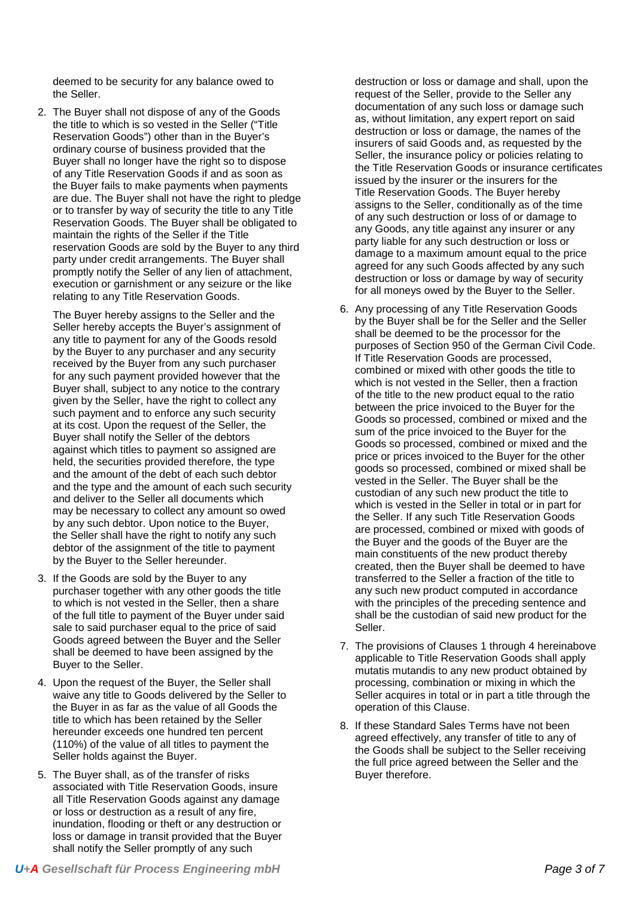deemed to be security for any balance owed to the Seller.

2. The Buyer shall not dispose of any of the Goods the title to which is so vested in the Seller ("Title Reservation Goods") other than in the Buyer's ordinary course of business provided that the Buyer shall no longer have the right so to dispose of any Title Reservation Goods if and as soon as the Buyer fails to make payments when payments are due. The Buyer shall not have the right to pledge or to transfer by way of security the title to any Title Reservation Goods. The Buyer shall be obligated to maintain the rights of the Seller if the Title reservation Goods are sold by the Buyer to any third party under credit arrangements. The Buyer shall promptly notify the Seller of any lien of attachment, execution or garnishment or any seizure or the like relating to any Title Reservation Goods.

   The Buyer hereby assigns to the Seller and the Seller hereby accepts the Buyer's assignment of any title to payment for any of the Goods resold by the Buyer to any purchaser and any security received by the Buyer from any such purchaser for any such payment provided however that the Buyer shall, subject to any notice to the contrary given by the Seller, have the right to collect any such payment and to enforce any such security at its cost. Upon the request of the Seller, the Buyer shall notify the Seller of the debtors against which titles to payment so assigned are held, the securities provided therefore, the type and the amount of the debt of each such debtor and the type and the amount of each such security and deliver to the Seller all documents which may be necessary to collect any amount so owed by any such debtor. Upon notice to the Buyer, the Seller shall have the right to notify any such debtor of the assignment of the title to payment by the Buyer to the Seller hereunder.

3. If the Goods are sold by the Buyer to any purchaser together with any other goods the title to which is not vested in the Seller, then a share of the full title to payment of the Buyer under said sale to said purchaser equal to the price of said Goods agreed between the Buyer and the Seller shall be deemed to have been assigned by the Buyer to the Seller.

4. Upon the request of the Buyer, the Seller shall waive any title to Goods delivered by the Seller to the Buyer in as far as the value of all Goods the title to which has been retained by the Seller hereunder exceeds one hundred ten percent (110%) of the value of all titles to payment the Seller holds against the Buyer.

5. The Buyer shall, as of the transfer of risks associated with Title Reservation Goods, insure all Title Reservation Goods against any damage or loss or destruction as a result of any fire, inundation, flooding or theft or any destruction or loss or damage in transit provided that the Buyer shall notify the Seller promptly of any such destruction or loss or damage and shall, upon the request of the Seller, provide to the Seller any documentation of any such loss or damage such as, without limitation, any expert report on said destruction or loss or damage, the names of the insurers of said Goods and, as requested by the Seller, the insurance policy or policies relating to the Title Reservation Goods or insurance certificates issued by the insurer or the insurers for the Title Reservation Goods. The Buyer hereby assigns to the Seller, conditionally as of the time of any such destruction or loss of or damage to any Goods, any title against any insurer or any party liable for any such destruction or loss or damage to a maximum amount equal to the price agreed for any such Goods affected by any such destruction or loss or damage by way of security for all moneys owed by the Buyer to the Seller.

6. Any processing of any Title Reservation Goods by the Buyer shall be for the Seller and the Seller shall be deemed to be the processor for the purposes of Section 950 of the German Civil Code. If Title Reservation Goods are processed, combined or mixed with other goods the title to which is not vested in the Seller, then a fraction of the title to the new product equal to the ratio between the price invoiced to the Buyer for the Goods so processed, combined or mixed and the sum of the price invoiced to the Buyer for the Goods so processed, combined or mixed and the price or prices invoiced to the Buyer for the other goods so processed, combined or mixed shall be vested in the Seller. The Buyer shall be the custodian of any such new product the title to which is vested in the Seller in total or in part for the Seller. If any such Title Reservation Goods are processed, combined or mixed with goods of the Buyer and the goods of the Buyer are the main constituents of the new product thereby created, then the Buyer shall be deemed to have transferred to the Seller a fraction of the title to any such new product computed in accordance with the principles of the preceding sentence and shall be the custodian of said new product for the Seller.

7. The provisions of Clauses 1 through 4 hereinabove applicable to Title Reservation Goods shall apply mutatis mutandis to any new product obtained by processing, combination or mixing in which the Seller acquires in total or in part a title through the operation of this Clause.

8. If these Standard Sales Terms have not been agreed effectively, any transfer of title to any of the Goods shall be subject to the Seller receiving the full price agreed between the Seller and the Buyer therefore.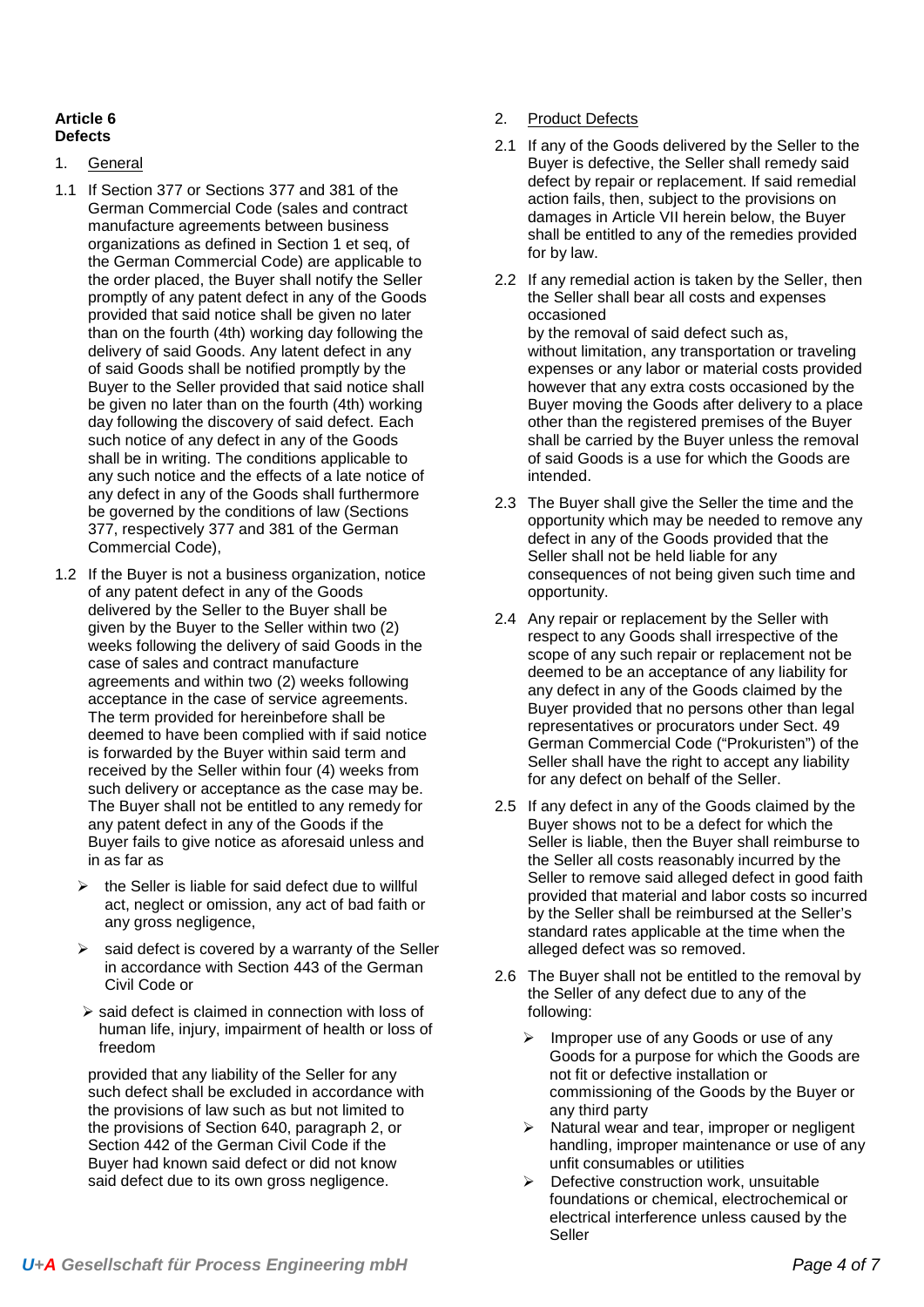**Article 6**
**Defects**

1. General

1.1 If Section 377 or Sections 377 and 381 of the German Commercial Code (sales and contract manufacture agreements between business organizations as defined in Section 1 et seq, of the German Commercial Code) are applicable to the order placed, the Buyer shall notify the Seller promptly of any patent defect in any of the Goods provided that said notice shall be given no later than on the fourth (4th) working day following the delivery of said Goods. Any latent defect in any of said Goods shall be notified promptly by the Buyer to the Seller provided that said notice shall be given no later than on the fourth (4th) working day following the discovery of said defect. Each such notice of any defect in any of the Goods shall be in writing. The conditions applicable to any such notice and the effects of a late notice of any defect in any of the Goods shall furthermore be governed by the conditions of law (Sections 377, respectively 377 and 381 of the German Commercial Code),

1.2 If the Buyer is not a business organization, notice of any patent defect in any of the Goods delivered by the Seller to the Buyer shall be given by the Buyer to the Seller within two (2) weeks following the delivery of said Goods in the case of sales and contract manufacture agreements and within two (2) weeks following acceptance in the case of service agreements. The term provided for hereinbefore shall be deemed to have been complied with if said notice is forwarded by the Buyer within said term and received by the Seller within four (4) weeks from such delivery or acceptance as the case may be. The Buyer shall not be entitled to any remedy for any patent defect in any of the Goods if the Buyer fails to give notice as aforesaid unless and in as far as

- the Seller is liable for said defect due to willful act, neglect or omission, any act of bad faith or any gross negligence,
- said defect is covered by a warranty of the Seller in accordance with Section 443 of the German Civil Code or
- said defect is claimed in connection with loss of human life, injury, impairment of health or loss of freedom

provided that any liability of the Seller for any such defect shall be excluded in accordance with the provisions of law such as but not limited to the provisions of Section 640, paragraph 2, or Section 442 of the German Civil Code if the Buyer had known said defect or did not know said defect due to its own gross negligence.

2. Product Defects

2.1 If any of the Goods delivered by the Seller to the Buyer is defective, the Seller shall remedy said defect by repair or replacement. If said remedial action fails, then, subject to the provisions on damages in Article VII herein below, the Buyer shall be entitled to any of the remedies provided for by law.

2.2 If any remedial action is taken by the Seller, then the Seller shall bear all costs and expenses occasioned by the removal of said defect such as, without limitation, any transportation or traveling expenses or any labor or material costs provided however that any extra costs occasioned by the Buyer moving the Goods after delivery to a place other than the registered premises of the Buyer shall be carried by the Buyer unless the removal of said Goods is a use for which the Goods are intended.

2.3 The Buyer shall give the Seller the time and the opportunity which may be needed to remove any defect in any of the Goods provided that the Seller shall not be held liable for any consequences of not being given such time and opportunity.

2.4 Any repair or replacement by the Seller with respect to any Goods shall irrespective of the scope of any such repair or replacement not be deemed to be an acceptance of any liability for any defect in any of the Goods claimed by the Buyer provided that no persons other than legal representatives or procurators under Sect. 49 German Commercial Code ("Prokuristen") of the Seller shall have the right to accept any liability for any defect on behalf of the Seller.

2.5 If any defect in any of the Goods claimed by the Buyer shows not to be a defect for which the Seller is liable, then the Buyer shall reimburse to the Seller all costs reasonably incurred by the Seller to remove said alleged defect in good faith provided that material and labor costs so incurred by the Seller shall be reimbursed at the Seller's standard rates applicable at the time when the alleged defect was so removed.

2.6 The Buyer shall not be entitled to the removal by the Seller of any defect due to any of the following:

- Improper use of any Goods or use of any Goods for a purpose for which the Goods are not fit or defective installation or commissioning of the Goods by the Buyer or any third party
- Natural wear and tear, improper or negligent handling, improper maintenance or use of any unfit consumables or utilities
- Defective construction work, unsuitable foundations or chemical, electrochemical or electrical interference unless caused by the Seller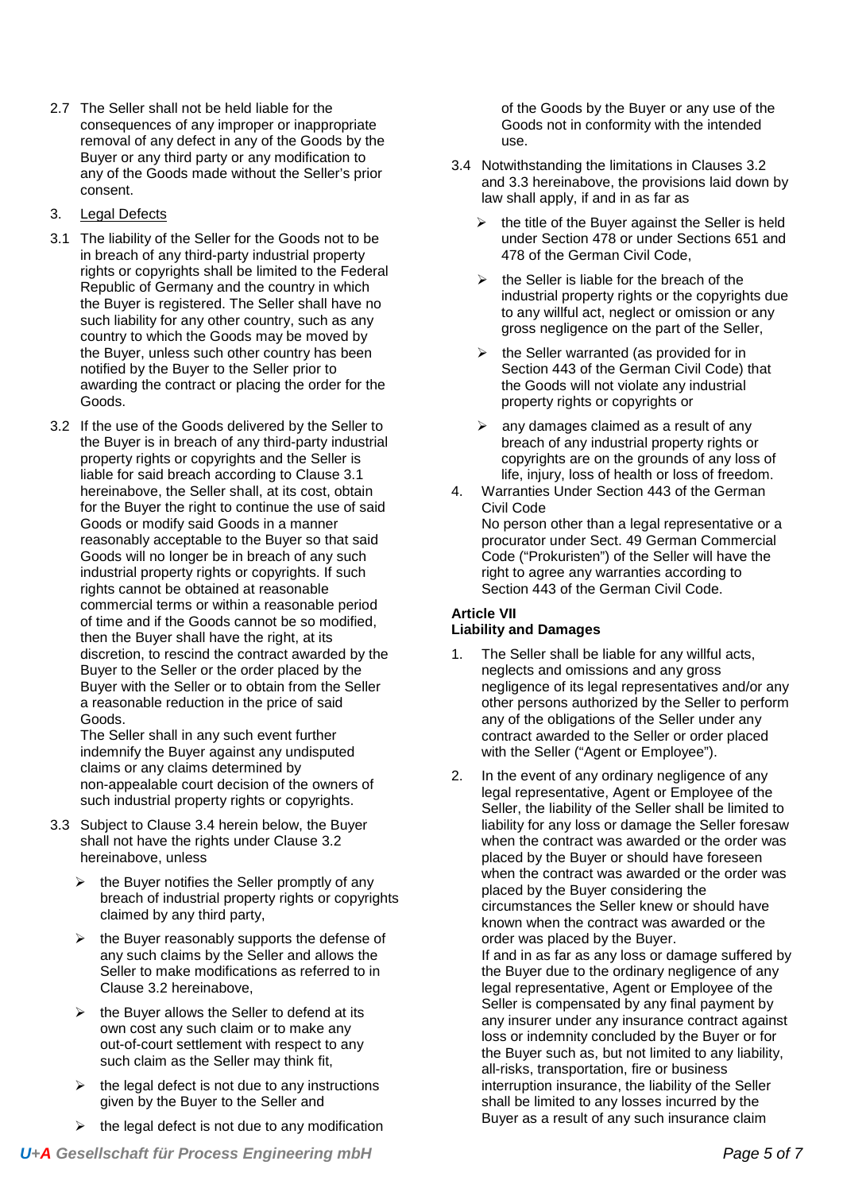2.7 The Seller shall not be held liable for the consequences of any improper or inappropriate removal of any defect in any of the Goods by the Buyer or any third party or any modification to any of the Goods made without the Seller's prior consent.

3. Legal Defects

3.1 The liability of the Seller for the Goods not to be in breach of any third-party industrial property rights or copyrights shall be limited to the Federal Republic of Germany and the country in which the Buyer is registered. The Seller shall have no such liability for any other country, such as any country to which the Goods may be moved by the Buyer, unless such other country has been notified by the Buyer to the Seller prior to awarding the contract or placing the order for the Goods.

3.2 If the use of the Goods delivered by the Seller to the Buyer is in breach of any third-party industrial property rights or copyrights and the Seller is liable for said breach according to Clause 3.1 hereinabove, the Seller shall, at its cost, obtain for the Buyer the right to continue the use of said Goods or modify said Goods in a manner reasonably acceptable to the Buyer so that said Goods will no longer be in breach of any such industrial property rights or copyrights. If such rights cannot be obtained at reasonable commercial terms or within a reasonable period of time and if the Goods cannot be so modified, then the Buyer shall have the right, at its discretion, to rescind the contract awarded by the Buyer to the Seller or the order placed by the Buyer with the Seller or to obtain from the Seller a reasonable reduction in the price of said Goods.
The Seller shall in any such event further indemnify the Buyer against any undisputed claims or any claims determined by non-appealable court decision of the owners of such industrial property rights or copyrights.

3.3 Subject to Clause 3.4 herein below, the Buyer shall not have the rights under Clause 3.2 hereinabove, unless

- the Buyer notifies the Seller promptly of any breach of industrial property rights or copyrights claimed by any third party,
- the Buyer reasonably supports the defense of any such claims by the Seller and allows the Seller to make modifications as referred to in Clause 3.2 hereinabove,
- the Buyer allows the Seller to defend at its own cost any such claim or to make any out-of-court settlement with respect to any such claim as the Seller may think fit,
- the legal defect is not due to any instructions given by the Buyer to the Seller and
- the legal defect is not due to any modification of the Goods by the Buyer or any use of the Goods not in conformity with the intended use.

3.4 Notwithstanding the limitations in Clauses 3.2 and 3.3 hereinabove, the provisions laid down by law shall apply, if and in as far as

- the title of the Buyer against the Seller is held under Section 478 or under Sections 651 and 478 of the German Civil Code,
- the Seller is liable for the breach of the industrial property rights or the copyrights due to any willful act, neglect or omission or any gross negligence on the part of the Seller,
- the Seller warranted (as provided for in Section 443 of the German Civil Code) that the Goods will not violate any industrial property rights or copyrights or
- any damages claimed as a result of any breach of any industrial property rights or copyrights are on the grounds of any loss of life, injury, loss of health or loss of freedom.

4. Warranties Under Section 443 of the German Civil Code
No person other than a legal representative or a procurator under Sect. 49 German Commercial Code ("Prokuristen") of the Seller will have the right to agree any warranties according to Section 443 of the German Civil Code.

**Article VII**
**Liability and Damages**

1. The Seller shall be liable for any willful acts, neglects and omissions and any gross negligence of its legal representatives and/or any other persons authorized by the Seller to perform any of the obligations of the Seller under any contract awarded to the Seller or order placed with the Seller ("Agent or Employee").

2. In the event of any ordinary negligence of any legal representative, Agent or Employee of the Seller, the liability of the Seller shall be limited to liability for any loss or damage the Seller foresaw when the contract was awarded or the order was placed by the Buyer or should have foreseen when the contract was awarded or the order was placed by the Buyer considering the circumstances the Seller knew or should have known when the contract was awarded or the order was placed by the Buyer.
If and in as far as any loss or damage suffered by the Buyer due to the ordinary negligence of any legal representative, Agent or Employee of the Seller is compensated by any final payment by any insurer under any insurance contract against loss or indemnity concluded by the Buyer or for the Buyer such as, but not limited to any liability, all-risks, transportation, fire or business interruption insurance, the liability of the Seller shall be limited to any losses incurred by the Buyer as a result of any such insurance claim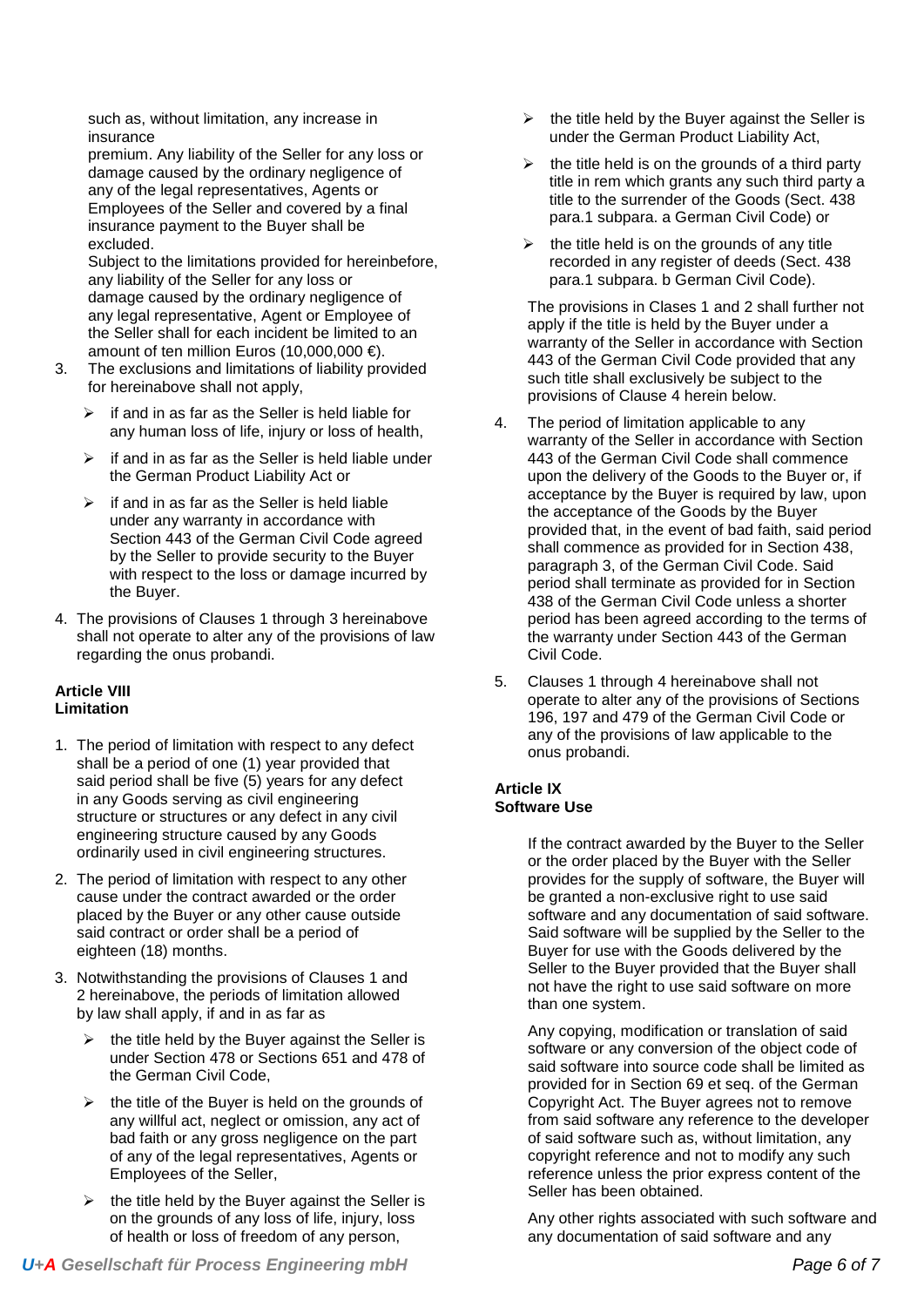such as, without limitation, any increase in insurance premium. Any liability of the Seller for any loss or damage caused by the ordinary negligence of any of the legal representatives, Agents or Employees of the Seller and covered by a final insurance payment to the Buyer shall be excluded.

Subject to the limitations provided for hereinbefore, any liability of the Seller for any loss or damage caused by the ordinary negligence of any legal representative, Agent or Employee of the Seller shall for each incident be limited to an amount of ten million Euros (10,000,000 €).

3. The exclusions and limitations of liability provided for hereinabove shall not apply,
   - if and in as far as the Seller is held liable for any human loss of life, injury or loss of health,
   - if and in as far as the Seller is held liable under the German Product Liability Act or
   - if and in as far as the Seller is held liable under any warranty in accordance with Section 443 of the German Civil Code agreed by the Seller to provide security to the Buyer with respect to the loss or damage incurred by the Buyer.
4. The provisions of Clauses 1 through 3 hereinabove shall not operate to alter any of the provisions of law regarding the onus probandi.

**Article VIII**
**Limitation**

1. The period of limitation with respect to any defect shall be a period of one (1) year provided that said period shall be five (5) years for any defect in any Goods serving as civil engineering structure or structures or any defect in any civil engineering structure caused by any Goods ordinarily used in civil engineering structures.
2. The period of limitation with respect to any other cause under the contract awarded or the order placed by the Buyer or any other cause outside said contract or order shall be a period of eighteen (18) months.
3. Notwithstanding the provisions of Clauses 1 and 2 hereinabove, the periods of limitation allowed by law shall apply, if and in as far as
   - the title held by the Buyer against the Seller is under Section 478 or Sections 651 and 478 of the German Civil Code,
   - the title of the Buyer is held on the grounds of any willful act, neglect or omission, any act of bad faith or any gross negligence on the part of any of the legal representatives, Agents or Employees of the Seller,
   - the title held by the Buyer against the Seller is on the grounds of any loss of life, injury, loss of health or loss of freedom of any person,
   - the title held by the Buyer against the Seller is under the German Product Liability Act,
   - the title held is on the grounds of a third party title in rem which grants any such third party a title to the surrender of the Goods (Sect. 438 para.1 subpara. a German Civil Code) or
   - the title held is on the grounds of any title recorded in any register of deeds (Sect. 438 para.1 subpara. b German Civil Code).

   The provisions in Clases 1 and 2 shall further not apply if the title is held by the Buyer under a warranty of the Seller in accordance with Section 443 of the German Civil Code provided that any such title shall exclusively be subject to the provisions of Clause 4 herein below.
4. The period of limitation applicable to any warranty of the Seller in accordance with Section 443 of the German Civil Code shall commence upon the delivery of the Goods to the Buyer or, if acceptance by the Buyer is required by law, upon the acceptance of the Goods by the Buyer provided that, in the event of bad faith, said period shall commence as provided for in Section 438, paragraph 3, of the German Civil Code. Said period shall terminate as provided for in Section 438 of the German Civil Code unless a shorter period has been agreed according to the terms of the warranty under Section 443 of the German Civil Code.
5. Clauses 1 through 4 hereinabove shall not operate to alter any of the provisions of Sections 196, 197 and 479 of the German Civil Code or any of the provisions of law applicable to the onus probandi.

**Article IX**
**Software Use**

If the contract awarded by the Buyer to the Seller or the order placed by the Buyer with the Seller provides for the supply of software, the Buyer will be granted a non-exclusive right to use said software and any documentation of said software. Said software will be supplied by the Seller to the Buyer for use with the Goods delivered by the Seller to the Buyer provided that the Buyer shall not have the right to use said software on more than one system.

Any copying, modification or translation of said software or any conversion of the object code of said software into source code shall be limited as provided for in Section 69 et seq. of the German Copyright Act. The Buyer agrees not to remove from said software any reference to the developer of said software such as, without limitation, any copyright reference and not to modify any such reference unless the prior express content of the Seller has been obtained.

Any other rights associated with such software and any documentation of said software and any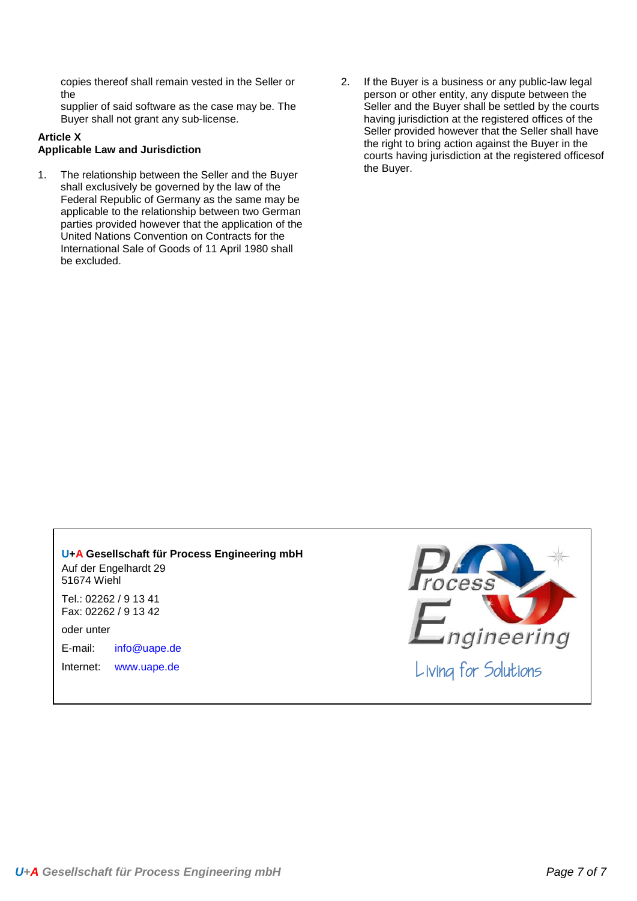copies thereof shall remain vested in the Seller or the supplier of said software as the case may be. The Buyer shall not grant any sub-license.

**Article X**
**Applicable Law and Jurisdiction**

1. The relationship between the Seller and the Buyer shall exclusively be governed by the law of the Federal Republic of Germany as the same may be applicable to the relationship between two German parties provided however that the application of the United Nations Convention on Contracts for the International Sale of Goods of 11 April 1980 shall be excluded.

2. If the Buyer is a business or any public-law legal person or other entity, any dispute between the Seller and the Buyer shall be settled by the courts having jurisdiction at the registered offices of the Seller provided however that the Seller shall have the right to bring action against the Buyer in the courts having jurisdiction at the registered officesof the Buyer.

**U+A Gesellschaft für Process Engineering mbH**
Auf der Engelhardt 29
51674 Wiehl

Tel.: 02262 / 9 13 41
Fax: 02262 / 9 13 42

oder unter

E-mail: info@uape.de

Internet: www.uape.de

Process Engineering
Living for Solutions